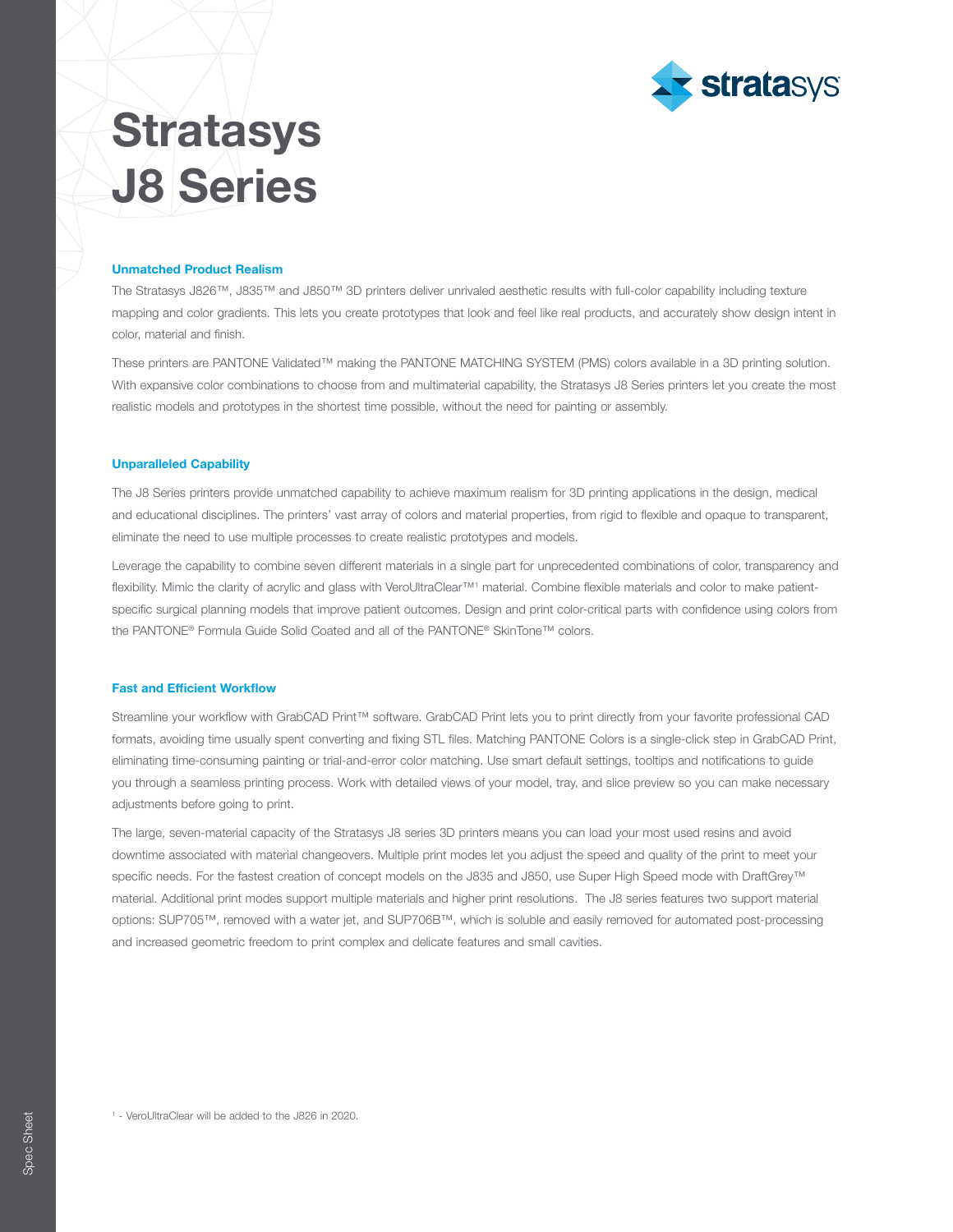# Stratasys J8 Series

### Unmatched Product Realism

The Stratasys J826™, J835™ and J850™ 3D printers deliver unrivaled aesthetic results with full-color capability including texture mapping and color gradients. This lets you create prototypes that look and feel like real products, and accurately show design intent in color, material and finish.

These printers are PANTONE Validated™ making the PANTONE MATCHING SYSTEM (PMS) colors available in a 3D printing solution. With expansive color combinations to choose from and multimaterial capability, the Stratasys J8 Series printers let you create the most realistic models and prototypes in the shortest time possible, without the need for painting or assembly.

### Unparalleled Capability

The J8 Series printers provide unmatched capability to achieve maximum realism for 3D printing applications in the design, medical and educational disciplines. The printers' vast array of colors and material properties, from rigid to flexible and opaque to transparent, eliminate the need to use multiple processes to create realistic prototypes and models.

Leverage the capability to combine seven different materials in a single part for unprecedented combinations of color, transparency and flexibility. Mimic the clarity of acrylic and glass with VeroUltraClear™[1] material. Combine flexible materials and color to make patient-specific surgical planning models that improve patient outcomes. Design and print color-critical parts with confidence using colors from the PANTONE® Formula Guide Solid Coated and all of the PANTONE® SkinTone™ colors.

### Fast and Efficient Workflow

Streamline your workflow with GrabCAD Print™ software. GrabCAD Print lets you to print directly from your favorite professional CAD formats, avoiding time usually spent converting and fixing STL files. Matching PANTONE Colors is a single-click step in GrabCAD Print, eliminating time-consuming painting or trial-and-error color matching. Use smart default settings, tooltips and notifications to guide you through a seamless printing process. Work with detailed views of your model, tray, and slice preview so you can make necessary adjustments before going to print.

The large, seven-material capacity of the Stratasys J8 series 3D printers means you can load your most used resins and avoid downtime associated with material changeovers. Multiple print modes let you adjust the speed and quality of the print to meet your specific needs. For the fastest creation of concept models on the J835 and J850, use Super High Speed mode with DraftGrey™ material. Additional print modes support multiple materials and higher print resolutions. The J8 series features two support material options: SUP705™, removed with a water jet, and SUP706B™, which is soluble and easily removed for automated post-processing and increased geometric freedom to print complex and delicate features and small cavities.

[1] - VeroUltraClear will be added to the J826 in 2020.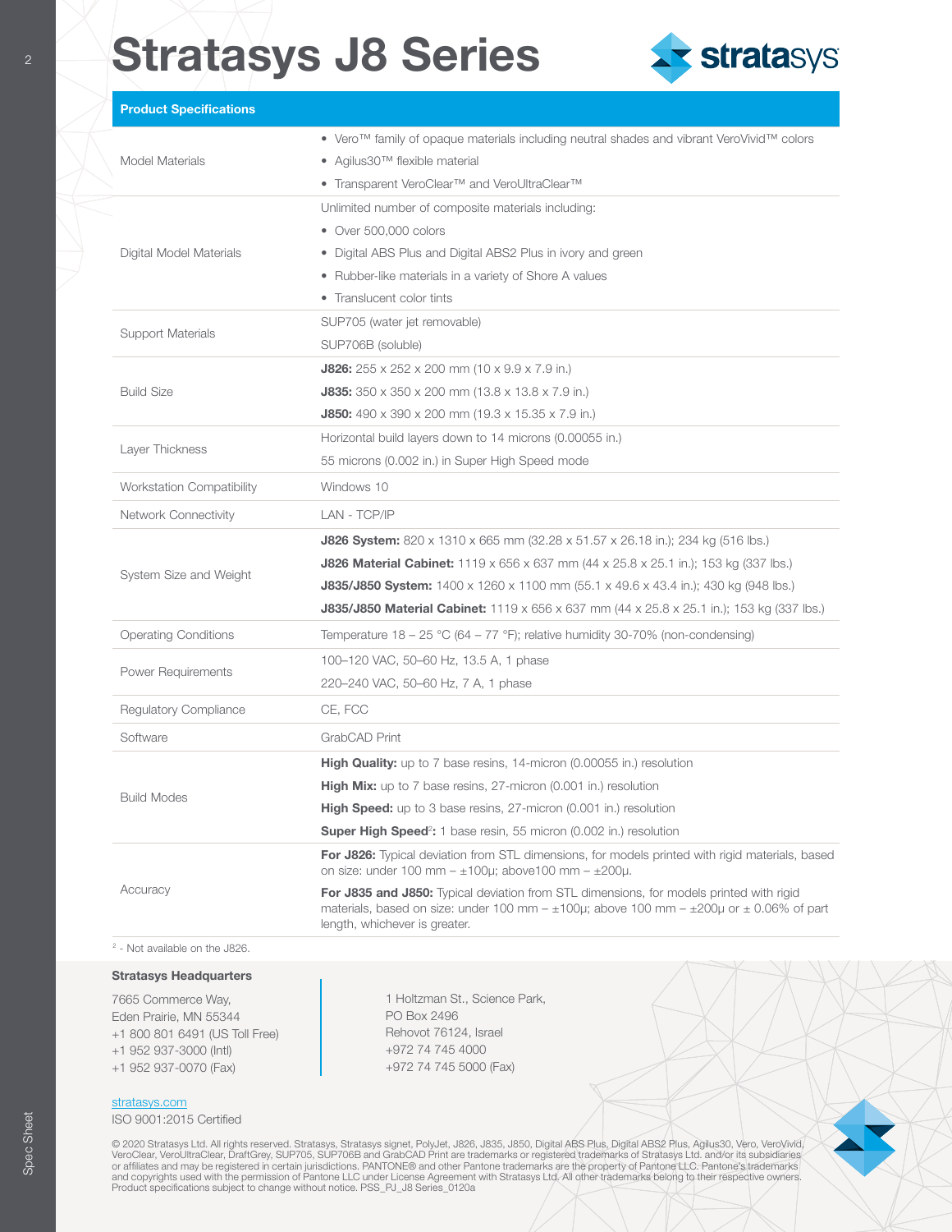# Stratasys J8 Series

| Product Specifications | |
|---|---|
| Model Materials | • Vero™ family of opaque materials including neutral shades and vibrant VeroVivid™ colors<br>• Agilus30™ flexible material<br>• Transparent VeroClear™ and VeroUltraClear™ |
| Digital Model Materials | Unlimited number of composite materials including:<br>• Over 500,000 colors<br>• Digital ABS Plus and Digital ABS2 Plus in ivory and green<br>• Rubber-like materials in a variety of Shore A values<br>• Translucent color tints |
| Support Materials | SUP705 (water jet removable)<br>SUP706B (soluble) |
| Build Size | **J826:** 255 x 252 x 200 mm (10 x 9.9 x 7.9 in.)<br>**J835:** 350 x 350 x 200 mm (13.8 x 13.8 x 7.9 in.)<br>**J850:** 490 x 390 x 200 mm (19.3 x 15.35 x 7.9 in.) |
| Layer Thickness | Horizontal build layers down to 14 microns (0.00055 in.)<br>55 microns (0.002 in.) in Super High Speed mode |
| Workstation Compatibility | Windows 10 |
| Network Connectivity | LAN - TCP/IP |
| System Size and Weight | **J826 System:** 820 x 1310 x 665 mm (32.28 x 51.57 x 26.18 in.); 234 kg (516 lbs.)<br>**J826 Material Cabinet:** 1119 x 656 x 637 mm (44 x 25.8 x 25.1 in.); 153 kg (337 lbs.)<br>**J835/J850 System:** 1400 x 1260 x 1100 mm (55.1 x 49.6 x 43.4 in.); 430 kg (948 lbs.)<br>**J835/J850 Material Cabinet:** 1119 x 656 x 637 mm (44 x 25.8 x 25.1 in.); 153 kg (337 lbs.) |
| Operating Conditions | Temperature 18 – 25 °C (64 – 77 °F); relative humidity 30-70% (non-condensing) |
| Power Requirements | 100–120 VAC, 50–60 Hz, 13.5 A, 1 phase<br>220–240 VAC, 50–60 Hz, 7 A, 1 phase |
| Regulatory Compliance | CE, FCC |
| Software | GrabCAD Print |
| Build Modes | **High Quality:** up to 7 base resins, 14-micron (0.00055 in.) resolution<br>**High Mix:** up to 7 base resins, 27-micron (0.001 in.) resolution<br>**High Speed:** up to 3 base resins, 27-micron (0.001 in.) resolution<br>**Super High Speed**[2]**:** 1 base resin, 55 micron (0.002 in.) resolution |
| Accuracy | **For J826:** Typical deviation from STL dimensions, for models printed with rigid materials, based on size: under 100 mm – ±100µ; above100 mm – ±200µ.<br>**For J835 and J850:** Typical deviation from STL dimensions, for models printed with rigid materials, based on size: under 100 mm – ±100µ; above 100 mm – ±200µ or ± 0.06% of part length, whichever is greater. |

[2] - Not available on the J826.

**Stratasys Headquarters**

7665 Commerce Way,
Eden Prairie, MN 55344
+1 800 801 6491 (US Toll Free)
+1 952 937-3000 (Intl)
+1 952 937-0070 (Fax)

1 Holtzman St., Science Park,
PO Box 2496
Rehovot 76124, Israel
+972 74 745 4000
+972 74 745 5000 (Fax)

stratasys.com
ISO 9001:2015 Certified

© 2020 Stratasys Ltd. All rights reserved. Stratasys, Stratasys signet, PolyJet, J826, J835, J850, Digital ABS Plus, Digital ABS2 Plus, Agilus30, Vero, VeroVivid, VeroClear, VeroUltraClear, DraftGrey, SUP705, SUP706B and GrabCAD Print are trademarks or registered trademarks of Stratasys Ltd. and/or its subsidiaries or affiliates and may be registered in certain jurisdictions. PANTONE® and other Pantone trademarks are the property of Pantone LLC. Pantone's trademarks and copyrights used with the permission of Pantone LLC under License Agreement with Stratasys Ltd. All other trademarks belong to their respective owners. Product specifications subject to change without notice. PSS_PJ_J8 Series_0120a